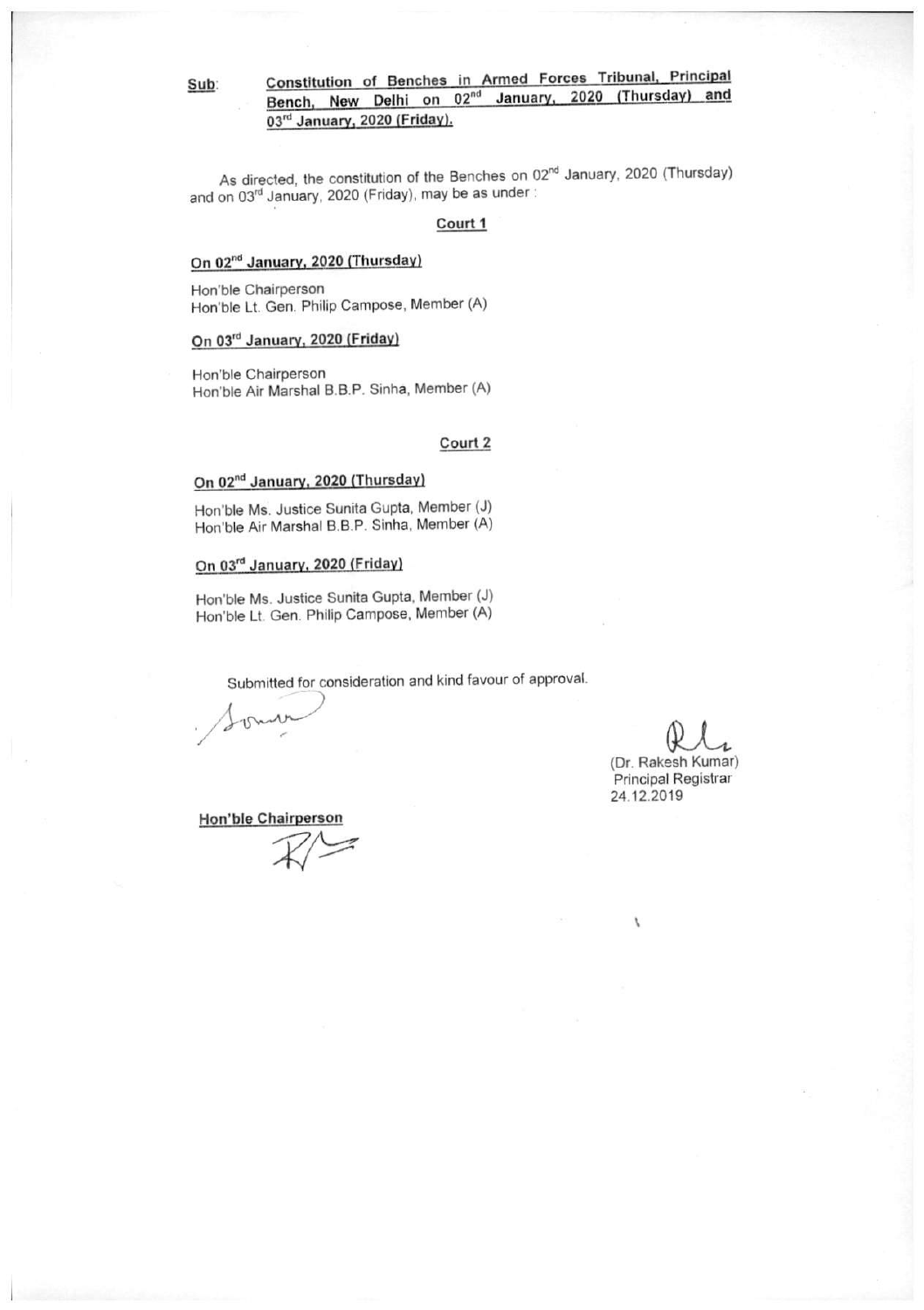**Sub:** **Constitution of Benches in Armed Forces Tribunal, Principal Bench, New Delhi on 02nd January, 2020 (Thursday) and 03rd January, 2020 (Friday).**

As directed, the constitution of the Benches on 02nd January, 2020 (Thursday) and on 03rd January, 2020 (Friday), may be as under :

**Court 1**

**On 02nd January, 2020 (Thursday)**

Hon'ble Chairperson
Hon'ble Lt. Gen. Philip Campose, Member (A)

**On 03rd January, 2020 (Friday)**

Hon'ble Chairperson
Hon'ble Air Marshal B.B.P. Sinha, Member (A)

**Court 2**

**On 02nd January, 2020 (Thursday)**

Hon'ble Ms. Justice Sunita Gupta, Member (J)
Hon'ble Air Marshal B.B.P. Sinha, Member (A)

**On 03rd January, 2020 (Friday)**

Hon'ble Ms. Justice Sunita Gupta, Member (J)
Hon'ble Lt. Gen. Philip Campose, Member (A)

Submitted for consideration and kind favour of approval.

(Dr. Rakesh Kumar)
Principal Registrar
24.12.2019

**Hon'ble Chairperson**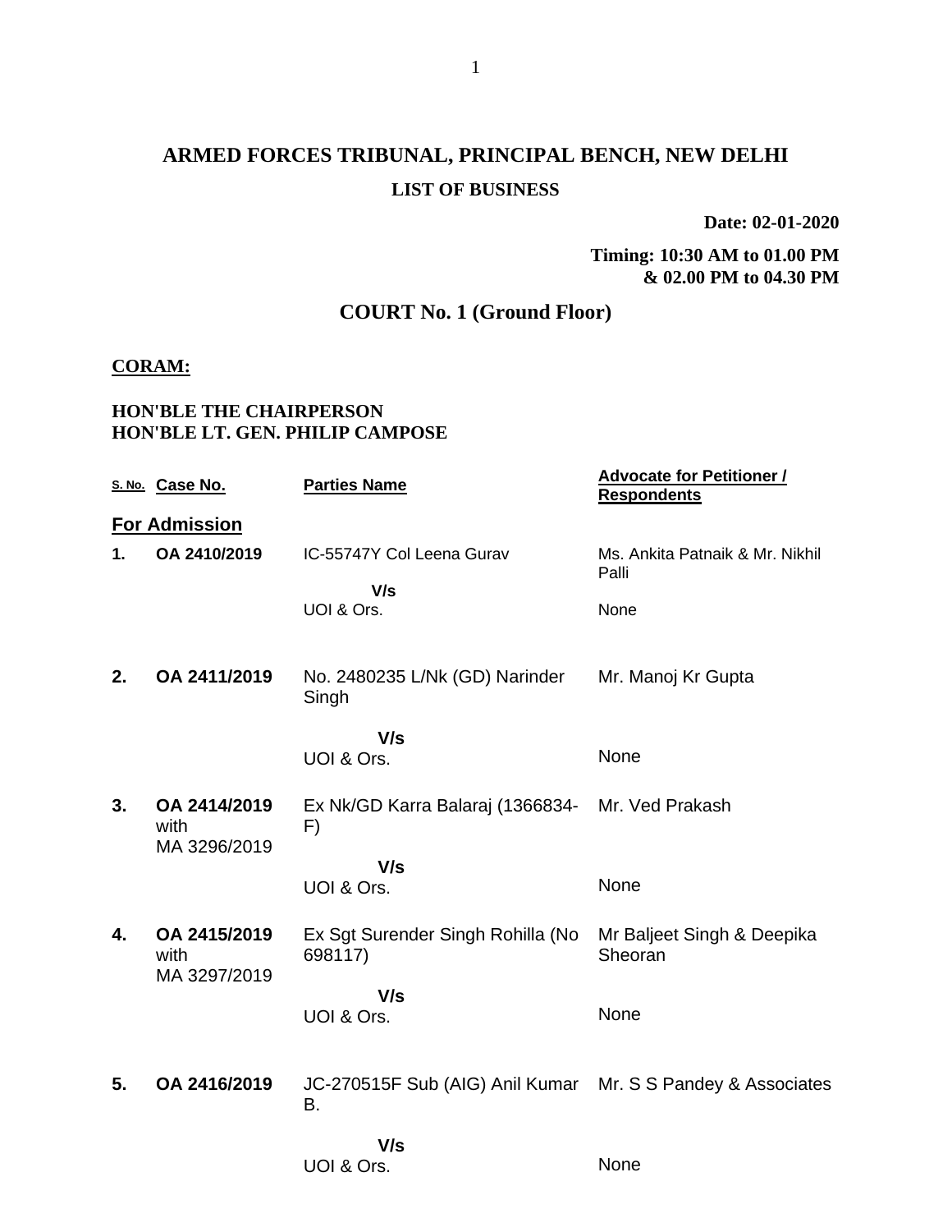# ARMED FORCES TRIBUNAL, PRINCIPAL BENCH, NEW DELHI

**LIST OF BUSINESS**

**Date: 02-01-2020**

**Timing: 10:30 AM to 01.00 PM**
**& 02.00 PM to 04.30 PM**

## COURT No. 1 (Ground Floor)

**CORAM:**

**HON'BLE THE CHAIRPERSON**
**HON'BLE LT. GEN. PHILIP CAMPOSE**

| S. No. | Case No. | Parties Name | Advocate for Petitioner / Respondents |
|---|---|---|---|
| **For Admission** | | | |
| **1.** | **OA 2410/2019** | IC-55747Y Col Leena Gurav<br>**V/s**<br>UOI & Ors. | Ms. Ankita Patnaik & Mr. Nikhil Palli<br><br>None |
| **2.** | **OA 2411/2019** | No. 2480235 L/Nk (GD) Narinder Singh<br>**V/s**<br>UOI & Ors. | Mr. Manoj Kr Gupta<br><br>None |
| **3.** | **OA 2414/2019** with MA 3296/2019 | Ex Nk/GD Karra Balaraj (1366834-F)<br>**V/s**<br>UOI & Ors. | Mr. Ved Prakash<br><br>None |
| **4.** | **OA 2415/2019** with MA 3297/2019 | Ex Sgt Surender Singh Rohilla (No 698117)<br>**V/s**<br>UOI & Ors. | Mr Baljeet Singh & Deepika Sheoran<br><br>None |
| **5.** | **OA 2416/2019** | JC-270515F Sub (AIG) Anil Kumar B.<br>**V/s**<br>UOI & Ors. | Mr. S S Pandey & Associates<br><br>None |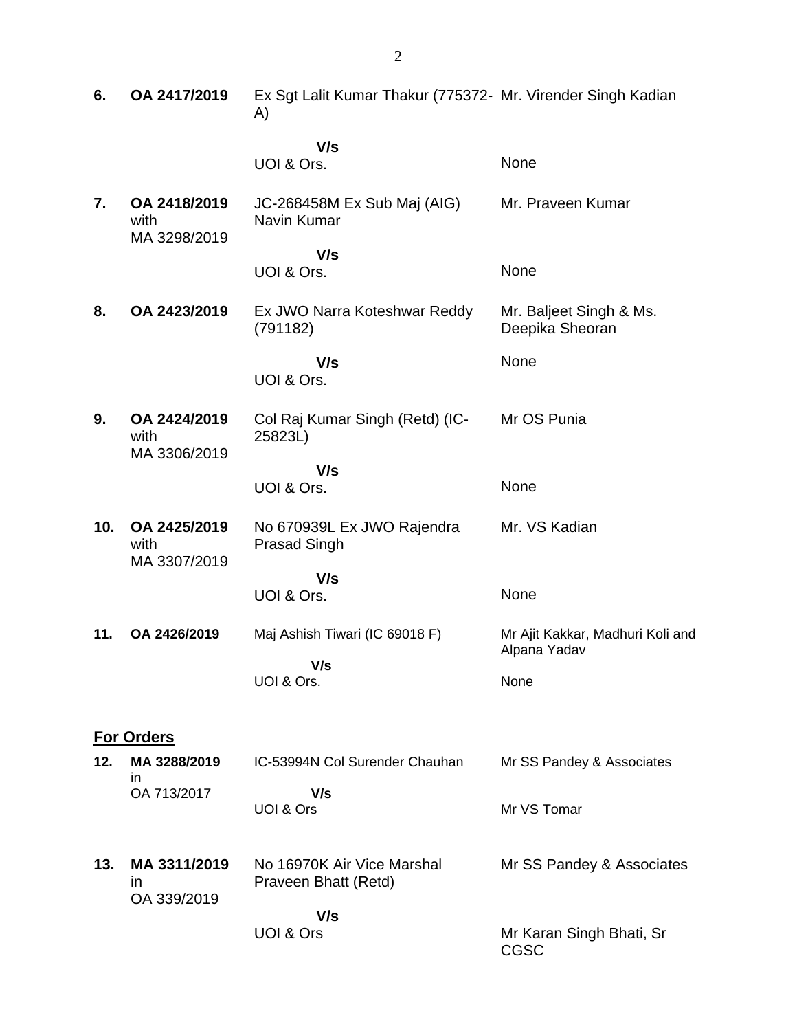| | | | |
|---|---|---|---|
| **6.** | **OA 2417/2019** | Ex Sgt Lalit Kumar Thakur (775372-A)<br><br>**V/s**<br>UOI & Ors. | Mr. Virender Singh Kadian<br><br><br>None |
| **7.** | **OA 2418/2019** with MA 3298/2019 | JC-268458M Ex Sub Maj (AIG) Navin Kumar<br><br>**V/s**<br>UOI & Ors. | Mr. Praveen Kumar<br><br><br>None |
| **8.** | **OA 2423/2019** | Ex JWO Narra Koteshwar Reddy (791182)<br><br>**V/s**<br>UOI & Ors. | Mr. Baljeet Singh & Ms. Deepika Sheoran<br><br>None |
| **9.** | **OA 2424/2019** with MA 3306/2019 | Col Raj Kumar Singh (Retd) (IC-25823L)<br><br>**V/s**<br>UOI & Ors. | Mr OS Punia<br><br><br>None |
| **10.** | **OA 2425/2019** with MA 3307/2019 | No 670939L Ex JWO Rajendra Prasad Singh<br><br>**V/s**<br>UOI & Ors. | Mr. VS Kadian<br><br><br>None |
| **11.** | **OA 2426/2019** | Maj Ashish Tiwari (IC 69018 F)<br><br>**V/s**<br>UOI & Ors. | Mr Ajit Kakkar, Madhuri Koli and Alpana Yadav<br><br>None |

**For Orders**

| | | | |
|---|---|---|---|
| **12.** | **MA 3288/2019** in OA 713/2017 | IC-53994N Col Surender Chauhan<br><br>**V/s**<br>UOI & Ors | Mr SS Pandey & Associates<br><br><br>Mr VS Tomar |
| **13.** | **MA 3311/2019** in OA 339/2019 | No 16970K Air Vice Marshal Praveen Bhatt (Retd)<br><br>**V/s**<br>UOI & Ors | Mr SS Pandey & Associates<br><br><br>Mr Karan Singh Bhati, Sr CGSC |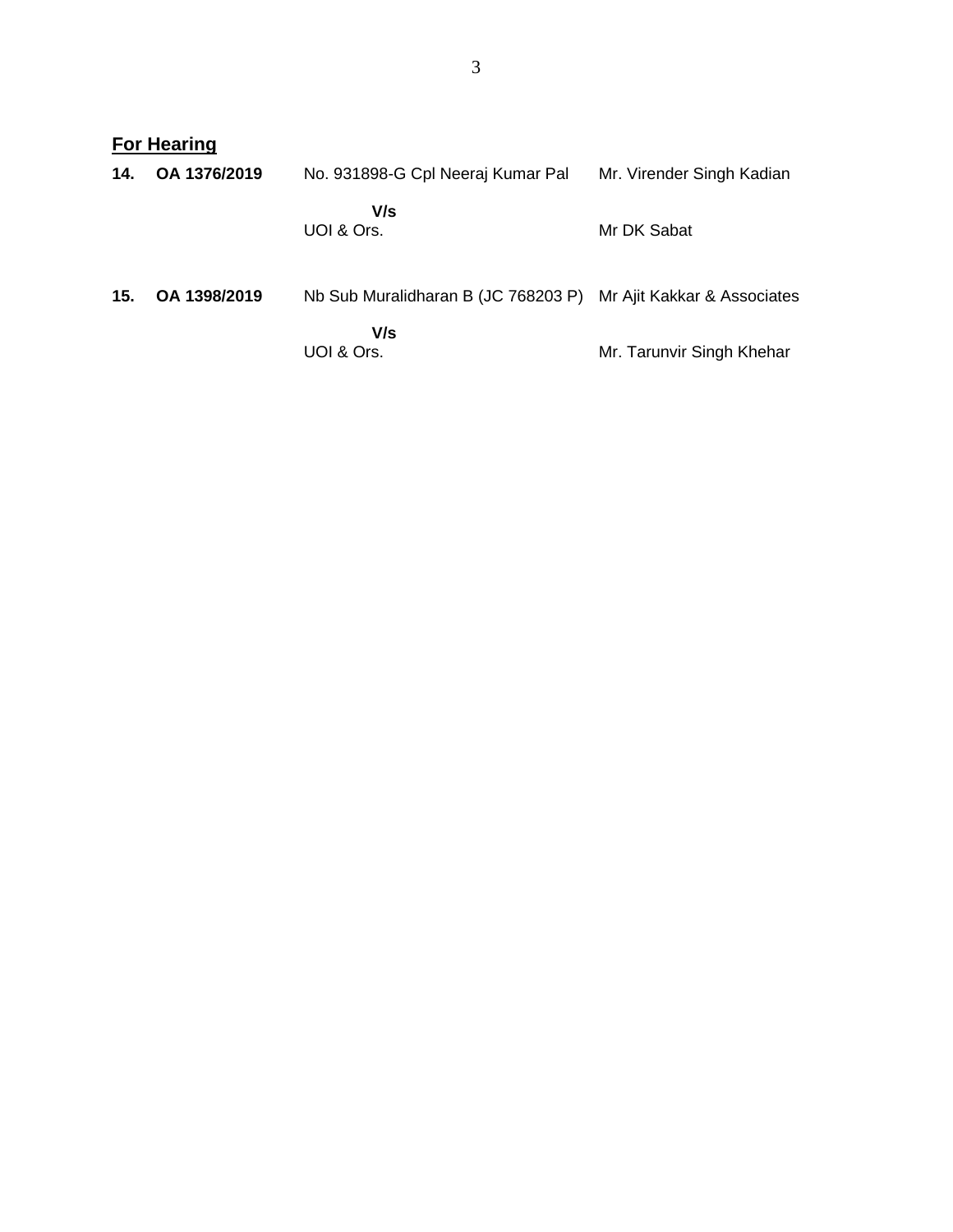**For Hearing**

| | | | |
|---|---|---|---|
| **14.** | **OA 1376/2019** | No. 931898-G Cpl Neeraj Kumar Pal | Mr. Virender Singh Kadian |
| | | **V/s** | |
| | | UOI & Ors. | Mr DK Sabat |
| **15.** | **OA 1398/2019** | Nb Sub Muralidharan B (JC 768203 P) | Mr Ajit Kakkar & Associates |
| | | **V/s** | |
| | | UOI & Ors. | Mr. Tarunvir Singh Khehar |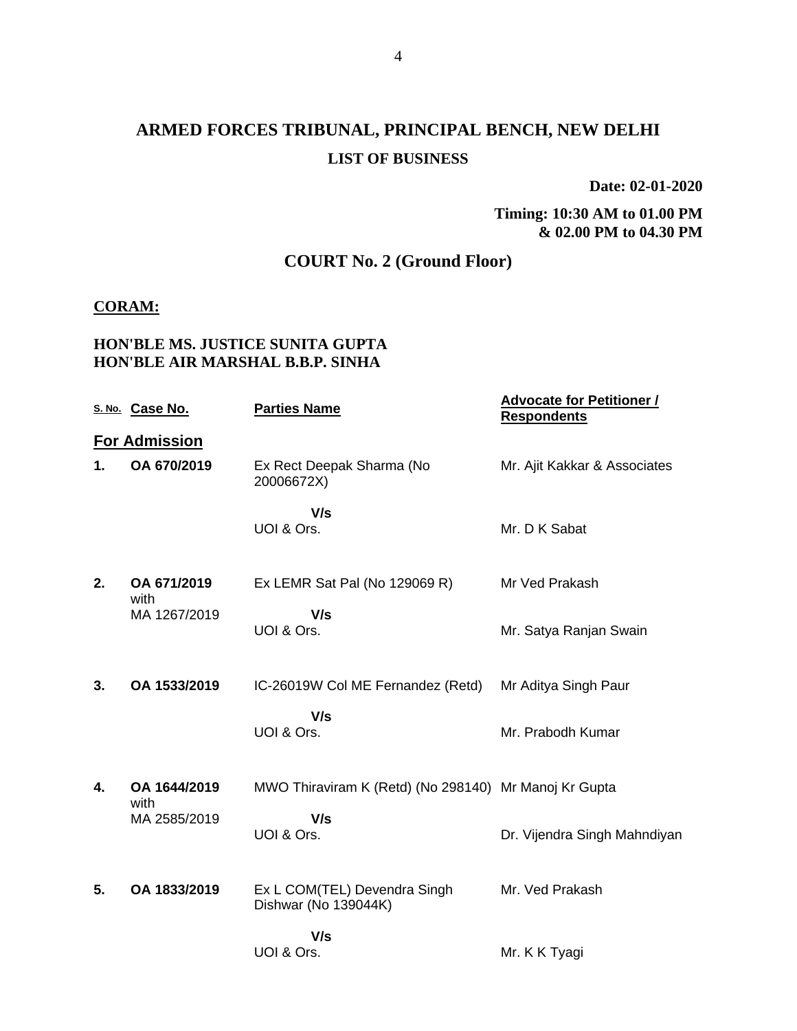# ARMED FORCES TRIBUNAL, PRINCIPAL BENCH, NEW DELHI

**LIST OF BUSINESS**

**Date: 02-01-2020**

**Timing: 10:30 AM to 01.00 PM & 02.00 PM to 04.30 PM**

## COURT No. 2 (Ground Floor)

**CORAM:**

**HON'BLE MS. JUSTICE SUNITA GUPTA**
**HON'BLE AIR MARSHAL B.B.P. SINHA**

| S. No. | Case No. | Parties Name | Advocate for Petitioner / Respondents |
|---|---|---|---|
| **For Admission** | | | |
| **1.** | **OA 670/2019** | Ex Rect Deepak Sharma (No 20006672X)<br>**V/s**<br>UOI & Ors. | Mr. Ajit Kakkar & Associates<br><br>Mr. D K Sabat |
| **2.** | **OA 671/2019** with MA 1267/2019 | Ex LEMR Sat Pal (No 129069 R)<br>**V/s**<br>UOI & Ors. | Mr Ved Prakash<br><br>Mr. Satya Ranjan Swain |
| **3.** | **OA 1533/2019** | IC-26019W Col ME Fernandez (Retd)<br>**V/s**<br>UOI & Ors. | Mr Aditya Singh Paur<br><br>Mr. Prabodh Kumar |
| **4.** | **OA 1644/2019** with MA 2585/2019 | MWO Thiraviram K (Retd) (No 298140)<br>**V/s**<br>UOI & Ors. | Mr Manoj Kr Gupta<br><br>Dr. Vijendra Singh Mahndiyan |
| **5.** | **OA 1833/2019** | Ex L COM(TEL) Devendra Singh Dishwar (No 139044K)<br>**V/s**<br>UOI & Ors. | Mr. Ved Prakash<br><br>Mr. K K Tyagi |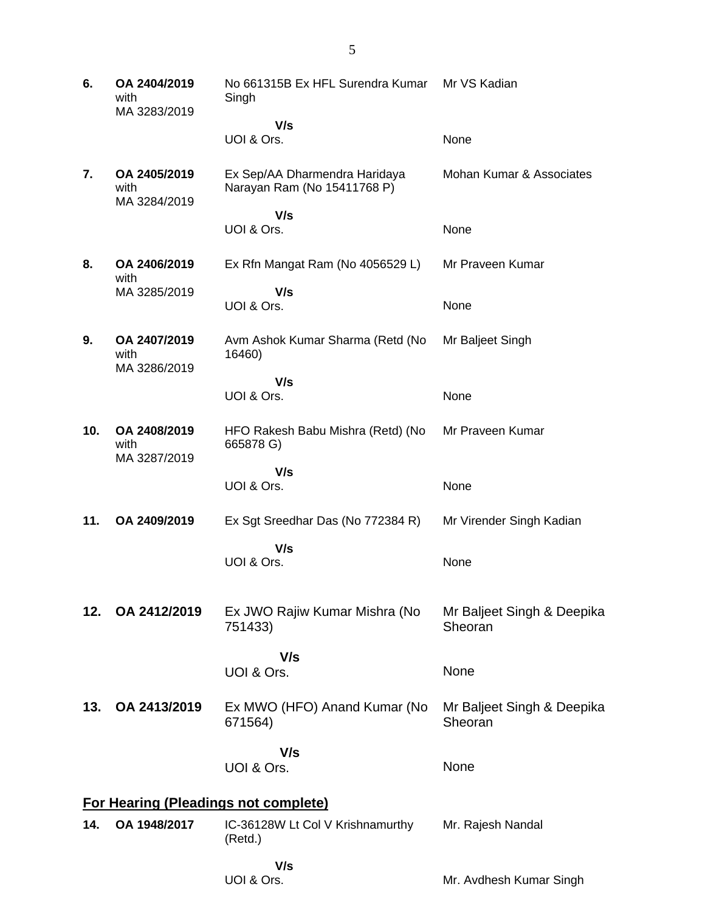| | | | |
|---|---|---|---|
| **6.** | **OA 2404/2019** with MA 3283/2019 | No 661315B Ex HFL Surendra Kumar Singh | Mr VS Kadian |
| | | **V/s** | |
| | | UOI & Ors. | None |
| **7.** | **OA 2405/2019** with MA 3284/2019 | Ex Sep/AA Dharmendra Haridaya Narayan Ram (No 15411768 P) | Mohan Kumar & Associates |
| | | **V/s** | |
| | | UOI & Ors. | None |
| **8.** | **OA 2406/2019** with MA 3285/2019 | Ex Rfn Mangat Ram (No 4056529 L) | Mr Praveen Kumar |
| | | **V/s** | |
| | | UOI & Ors. | None |
| **9.** | **OA 2407/2019** with MA 3286/2019 | Avm Ashok Kumar Sharma (Retd (No 16460) | Mr Baljeet Singh |
| | | **V/s** | |
| | | UOI & Ors. | None |
| **10.** | **OA 2408/2019** with MA 3287/2019 | HFO Rakesh Babu Mishra (Retd) (No 665878 G) | Mr Praveen Kumar |
| | | **V/s** | |
| | | UOI & Ors. | None |
| **11.** | **OA 2409/2019** | Ex Sgt Sreedhar Das (No 772384 R) | Mr Virender Singh Kadian |
| | | **V/s** | |
| | | UOI & Ors. | None |
| **12.** | **OA 2412/2019** | Ex JWO Rajiw Kumar Mishra (No 751433) | Mr Baljeet Singh & Deepika Sheoran |
| | | **V/s** | |
| | | UOI & Ors. | None |
| **13.** | **OA 2413/2019** | Ex MWO (HFO) Anand Kumar (No 671564) | Mr Baljeet Singh & Deepika Sheoran |
| | | **V/s** | |
| | | UOI & Ors. | None |

**For Hearing (Pleadings not complete)**

| | | | |
|---|---|---|---|
| **14.** | **OA 1948/2017** | IC-36128W Lt Col V Krishnamurthy (Retd.) | Mr. Rajesh Nandal |
| | | **V/s** | |
| | | UOI & Ors. | Mr. Avdhesh Kumar Singh |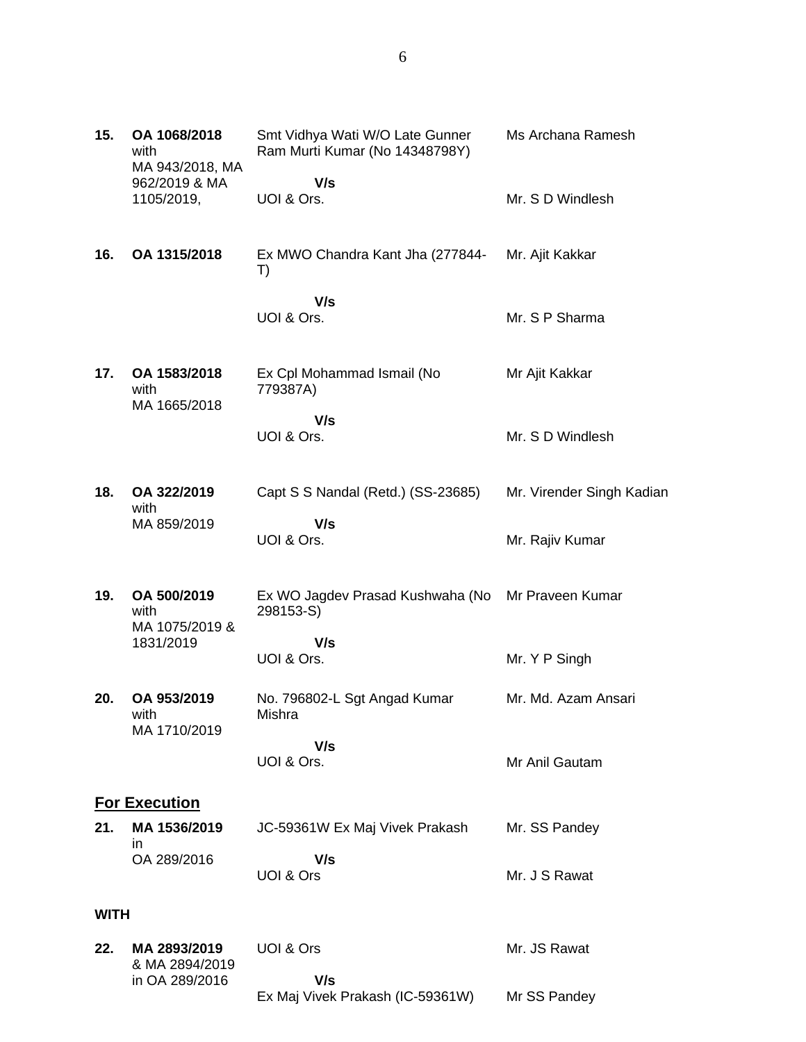| | | | |
|---|---|---|---|
| **15.** | **OA 1068/2018** with MA 943/2018, MA 962/2019 & MA 1105/2019, | Smt Vidhya Wati W/O Late Gunner Ram Murti Kumar (No 14348798Y) **V/s** UOI & Ors. | Ms Archana Ramesh<br><br>Mr. S D Windlesh |
| **16.** | **OA 1315/2018** | Ex MWO Chandra Kant Jha (277844-T) **V/s** UOI & Ors. | Mr. Ajit Kakkar<br><br>Mr. S P Sharma |
| **17.** | **OA 1583/2018** with MA 1665/2018 | Ex Cpl Mohammad Ismail (No 779387A) **V/s** UOI & Ors. | Mr Ajit Kakkar<br><br>Mr. S D Windlesh |
| **18.** | **OA 322/2019** with MA 859/2019 | Capt S S Nandal (Retd.) (SS-23685) **V/s** UOI & Ors. | Mr. Virender Singh Kadian<br><br>Mr. Rajiv Kumar |
| **19.** | **OA 500/2019** with MA 1075/2019 & 1831/2019 | Ex WO Jagdev Prasad Kushwaha (No 298153-S) **V/s** UOI & Ors. | Mr Praveen Kumar<br><br>Mr. Y P Singh |
| **20.** | **OA 953/2019** with MA 1710/2019 | No. 796802-L Sgt Angad Kumar Mishra **V/s** UOI & Ors. | Mr. Md. Azam Ansari<br><br>Mr Anil Gautam |

## For Execution

| | | | |
|---|---|---|---|
| **21.** | **MA 1536/2019** in OA 289/2016 | JC-59361W Ex Maj Vivek Prakash **V/s** UOI & Ors | Mr. SS Pandey<br><br>Mr. J S Rawat |

**WITH**

| | | | |
|---|---|---|---|
| **22.** | **MA 2893/2019** & MA 2894/2019 in OA 289/2016 | UOI & Ors **V/s** Ex Maj Vivek Prakash (IC-59361W) | Mr. JS Rawat<br><br>Mr SS Pandey |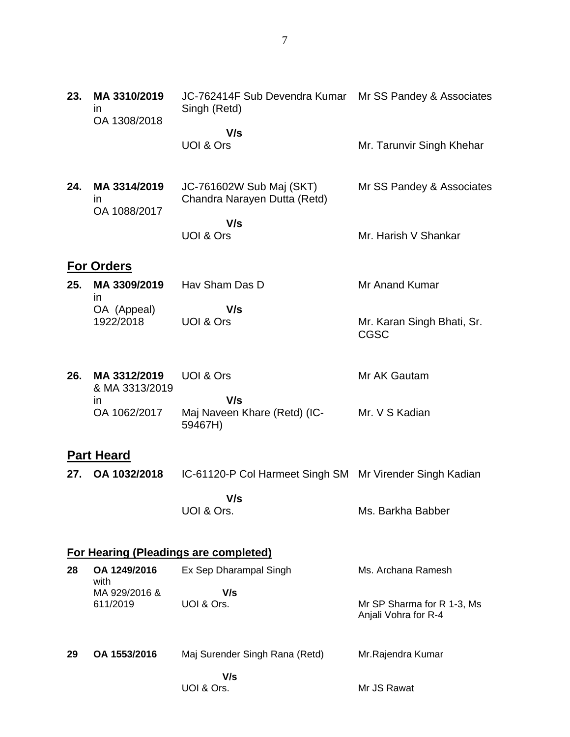| | | | |
|---|---|---|---|
| **23.** | **MA 3310/2019** in OA 1308/2018 | JC-762414F Sub Devendra Kumar Singh (Retd) | Mr SS Pandey & Associates |
| | | **V/s** | |
| | | UOI & Ors | Mr. Tarunvir Singh Khehar |
| **24.** | **MA 3314/2019** in OA 1088/2017 | JC-761602W Sub Maj (SKT) Chandra Narayen Dutta (Retd) | Mr SS Pandey & Associates |
| | | **V/s** | |
| | | UOI & Ors | Mr. Harish V Shankar |

## For Orders

| | | | |
|---|---|---|---|
| **25.** | **MA 3309/2019** in OA (Appeal) 1922/2018 | Hav Sham Das D | Mr Anand Kumar |
| | | **V/s** | |
| | | UOI & Ors | Mr. Karan Singh Bhati, Sr. CGSC |
| **26.** | **MA 3312/2019** & MA 3313/2019 in OA 1062/2017 | UOI & Ors | Mr AK Gautam |
| | | **V/s** | |
| | | Maj Naveen Khare (Retd) (IC-59467H) | Mr. V S Kadian |

## Part Heard

| | | | |
|---|---|---|---|
| **27.** | **OA 1032/2018** | IC-61120-P Col Harmeet Singh SM | Mr Virender Singh Kadian |
| | | **V/s** | |
| | | UOI & Ors. | Ms. Barkha Babber |

## For Hearing (Pleadings are completed)

| | | | |
|---|---|---|---|
| **28** | **OA 1249/2016** with MA 929/2016 & 611/2019 | Ex Sep Dharampal Singh | Ms. Archana Ramesh |
| | | **V/s** | |
| | | UOI & Ors. | Mr SP Sharma for R 1-3, Ms Anjali Vohra for R-4 |
| **29** | **OA 1553/2016** | Maj Surender Singh Rana (Retd) | Mr.Rajendra Kumar |
| | | **V/s** | |
| | | UOI & Ors. | Mr JS Rawat |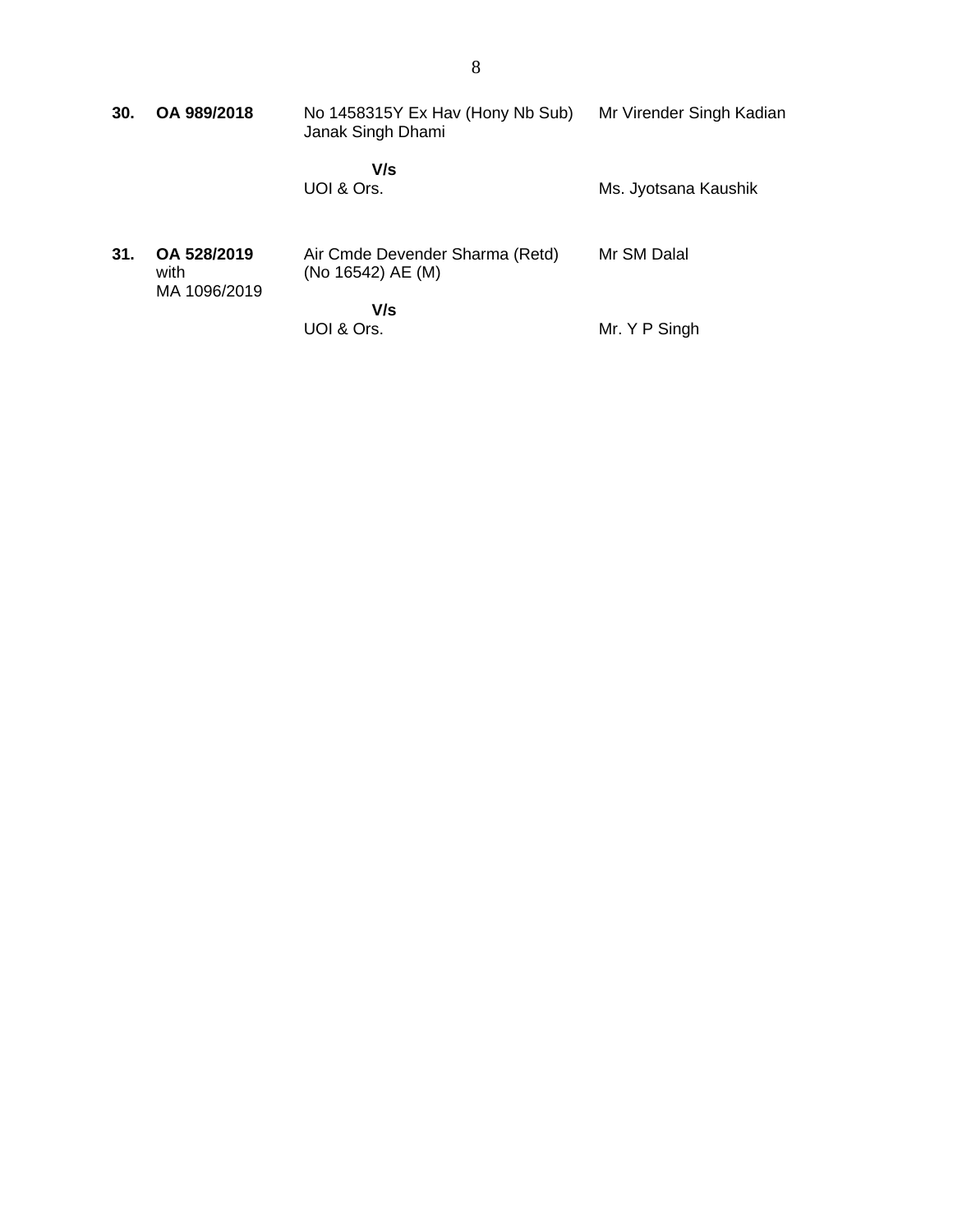| | | | |
|---|---|---|---|
| **30.** | **OA 989/2018** | No 1458315Y Ex Hav (Hony Nb Sub) Janak Singh Dhami | Mr Virender Singh Kadian |
| | | **V/s** | |
| | | UOI & Ors. | Ms. Jyotsana Kaushik |
| **31.** | **OA 528/2019** with MA 1096/2019 | Air Cmde Devender Sharma (Retd) (No 16542) AE (M) | Mr SM Dalal |
| | | **V/s** | |
| | | UOI & Ors. | Mr. Y P Singh |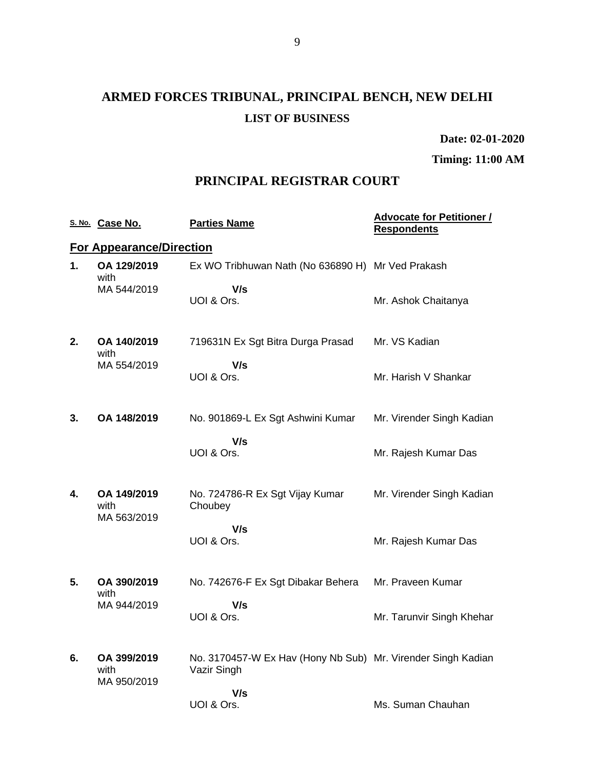# ARMED FORCES TRIBUNAL, PRINCIPAL BENCH, NEW DELHI

## LIST OF BUSINESS

**Date: 02-01-2020**

**Timing: 11:00 AM**

## PRINCIPAL REGISTRAR COURT

| S. No. | Case No. | Parties Name | Advocate for Petitioner / Respondents |
|---|---|---|---|
| **For Appearance/Direction** | | | |
| **1.** | **OA 129/2019** with MA 544/2019 | Ex WO Tribhuwan Nath (No 636890 H) **V/s** UOI & Ors. | Mr Ved Prakash<br>Mr. Ashok Chaitanya |
| **2.** | **OA 140/2019** with MA 554/2019 | 719631N Ex Sgt Bitra Durga Prasad **V/s** UOI & Ors. | Mr. VS Kadian<br>Mr. Harish V Shankar |
| **3.** | **OA 148/2019** | No. 901869-L Ex Sgt Ashwini Kumar **V/s** UOI & Ors. | Mr. Virender Singh Kadian<br>Mr. Rajesh Kumar Das |
| **4.** | **OA 149/2019** with MA 563/2019 | No. 724786-R Ex Sgt Vijay Kumar Choubey **V/s** UOI & Ors. | Mr. Virender Singh Kadian<br>Mr. Rajesh Kumar Das |
| **5.** | **OA 390/2019** with MA 944/2019 | No. 742676-F Ex Sgt Dibakar Behera **V/s** UOI & Ors. | Mr. Praveen Kumar<br>Mr. Tarunvir Singh Khehar |
| **6.** | **OA 399/2019** with MA 950/2019 | No. 3170457-W Ex Hav (Hony Nb Sub) Vazir Singh **V/s** UOI & Ors. | Mr. Virender Singh Kadian<br>Ms. Suman Chauhan |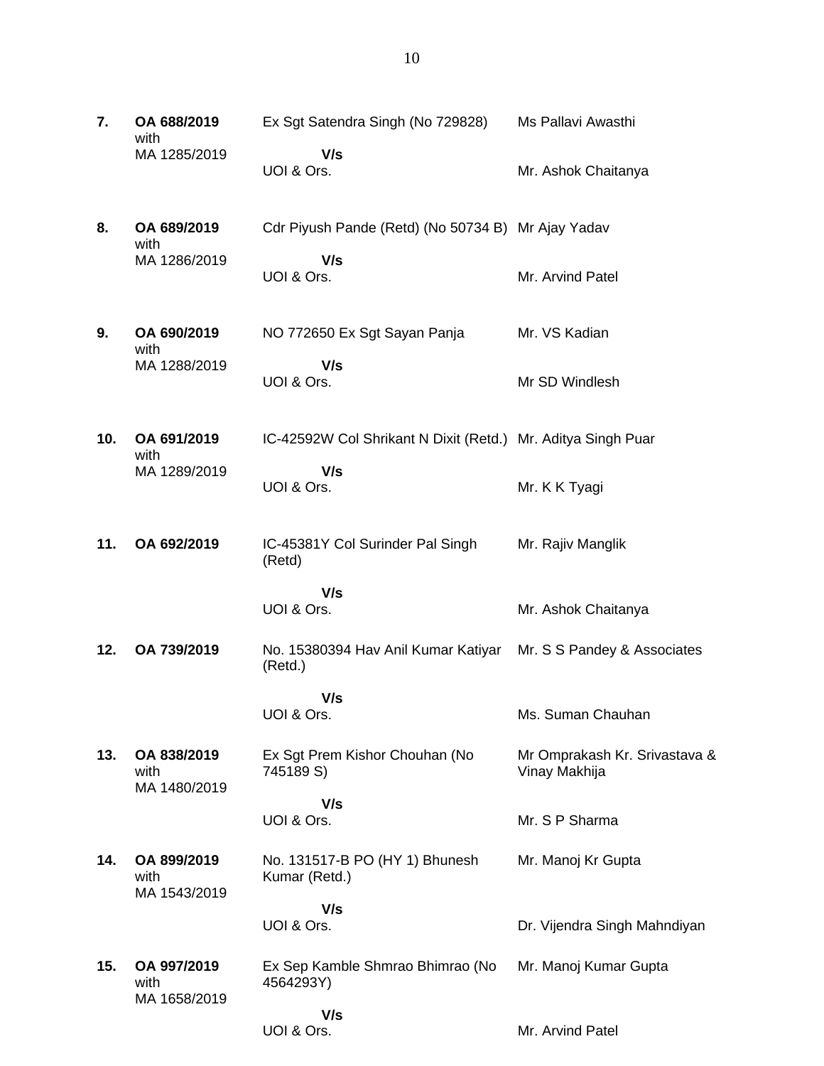| | | | |
|---|---|---|---|
| **7.** | **OA 688/2019** with MA 1285/2019 | Ex Sgt Satendra Singh (No 729828) **V/s** UOI & Ors. | Ms Pallavi Awasthi<br><br>Mr. Ashok Chaitanya |
| **8.** | **OA 689/2019** with MA 1286/2019 | Cdr Piyush Pande (Retd) (No 50734 B) **V/s** UOI & Ors. | Mr Ajay Yadav<br><br>Mr. Arvind Patel |
| **9.** | **OA 690/2019** with MA 1288/2019 | NO 772650 Ex Sgt Sayan Panja **V/s** UOI & Ors. | Mr. VS Kadian<br><br>Mr SD Windlesh |
| **10.** | **OA 691/2019** with MA 1289/2019 | IC-42592W Col Shrikant N Dixit (Retd.) **V/s** UOI & Ors. | Mr. Aditya Singh Puar<br><br>Mr. K K Tyagi |
| **11.** | **OA 692/2019** | IC-45381Y Col Surinder Pal Singh (Retd) **V/s** UOI & Ors. | Mr. Rajiv Manglik<br><br>Mr. Ashok Chaitanya |
| **12.** | **OA 739/2019** | No. 15380394 Hav Anil Kumar Katiyar (Retd.) **V/s** UOI & Ors. | Mr. S S Pandey & Associates<br><br>Ms. Suman Chauhan |
| **13.** | **OA 838/2019** with MA 1480/2019 | Ex Sgt Prem Kishor Chouhan (No 745189 S) **V/s** UOI & Ors. | Mr Omprakash Kr. Srivastava & Vinay Makhija<br><br>Mr. S P Sharma |
| **14.** | **OA 899/2019** with MA 1543/2019 | No. 131517-B PO (HY 1) Bhunesh Kumar (Retd.) **V/s** UOI & Ors. | Mr. Manoj Kr Gupta<br><br>Dr. Vijendra Singh Mahndiyan |
| **15.** | **OA 997/2019** with MA 1658/2019 | Ex Sep Kamble Shmrao Bhimrao (No 4564293Y) **V/s** UOI & Ors. | Mr. Manoj Kumar Gupta<br><br>Mr. Arvind Patel |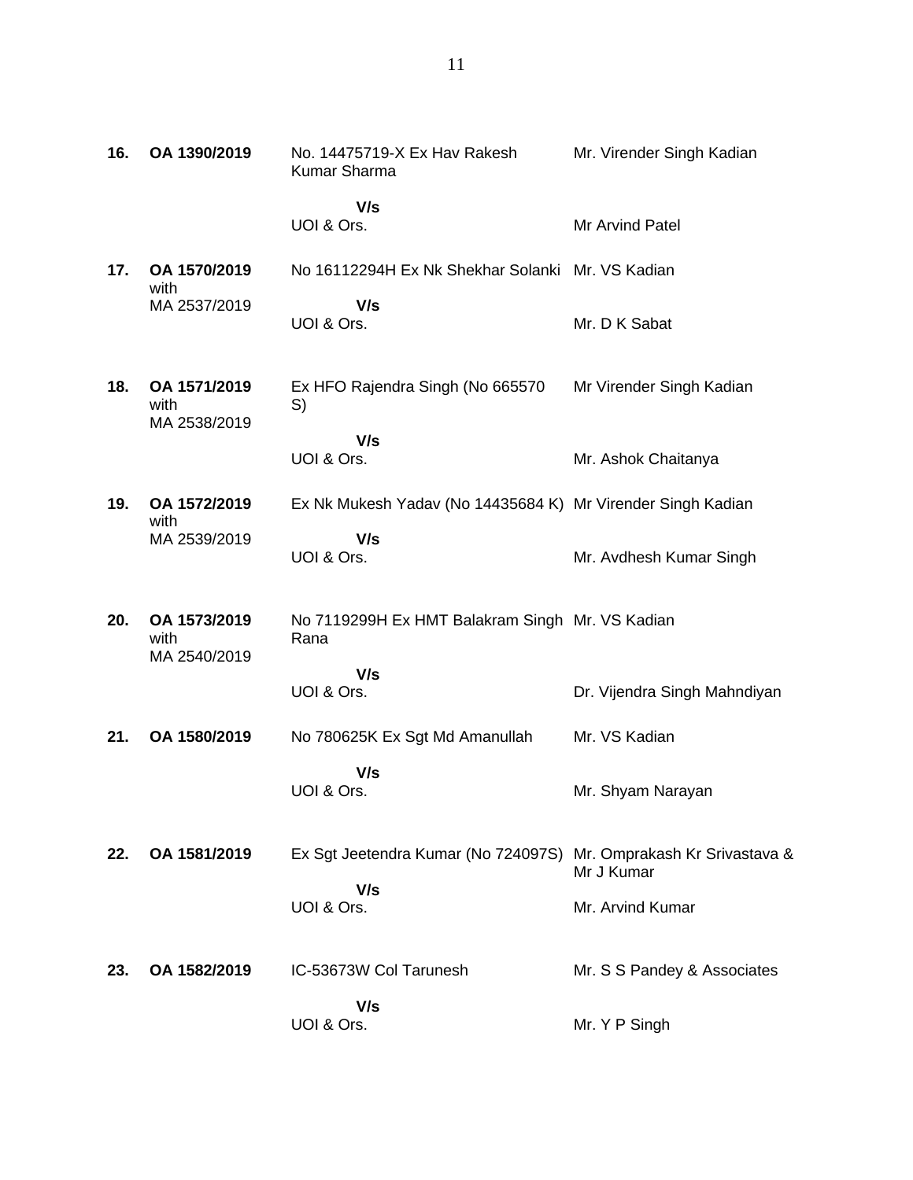| | | | |
|---|---|---|---|
| **16.** | **OA 1390/2019** | No. 14475719-X Ex Hav Rakesh Kumar Sharma<br><br>**V/s**<br>UOI & Ors. | Mr. Virender Singh Kadian<br><br>Mr Arvind Patel |
| **17.** | **OA 1570/2019** with MA 2537/2019 | No 16112294H Ex Nk Shekhar Solanki<br><br>**V/s**<br>UOI & Ors. | Mr. VS Kadian<br><br>Mr. D K Sabat |
| **18.** | **OA 1571/2019** with MA 2538/2019 | Ex HFO Rajendra Singh (No 665570 S)<br><br>**V/s**<br>UOI & Ors. | Mr Virender Singh Kadian<br><br>Mr. Ashok Chaitanya |
| **19.** | **OA 1572/2019** with MA 2539/2019 | Ex Nk Mukesh Yadav (No 14435684 K)<br><br>**V/s**<br>UOI & Ors. | Mr Virender Singh Kadian<br><br>Mr. Avdhesh Kumar Singh |
| **20.** | **OA 1573/2019** with MA 2540/2019 | No 7119299H Ex HMT Balakram Singh Rana<br><br>**V/s**<br>UOI & Ors. | Mr. VS Kadian<br><br>Dr. Vijendra Singh Mahndiyan |
| **21.** | **OA 1580/2019** | No 780625K Ex Sgt Md Amanullah<br><br>**V/s**<br>UOI & Ors. | Mr. VS Kadian<br><br>Mr. Shyam Narayan |
| **22.** | **OA 1581/2019** | Ex Sgt Jeetendra Kumar (No 724097S)<br><br>**V/s**<br>UOI & Ors. | Mr. Omprakash Kr Srivastava & Mr J Kumar<br><br>Mr. Arvind Kumar |
| **23.** | **OA 1582/2019** | IC-53673W Col Tarunesh<br><br>**V/s**<br>UOI & Ors. | Mr. S S Pandey & Associates<br><br>Mr. Y P Singh |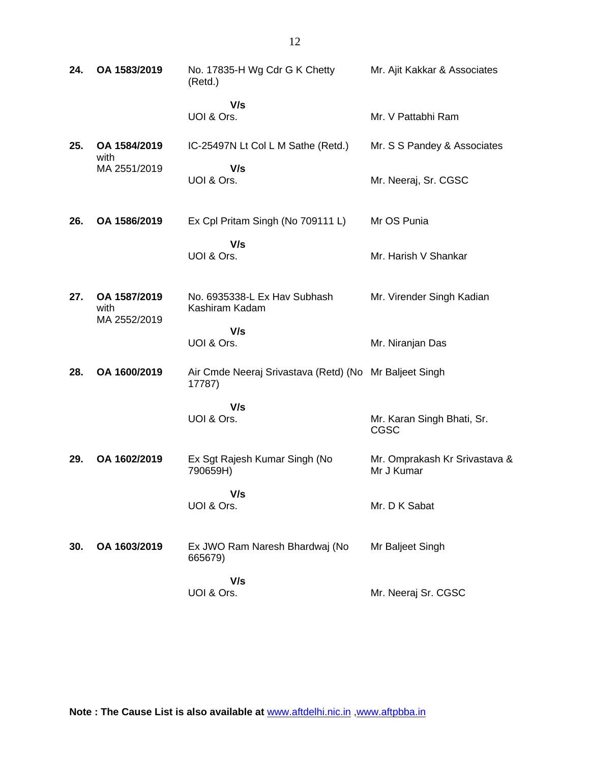| | | | |
|---|---|---|---|
| **24.** | **OA 1583/2019** | No. 17835-H Wg Cdr G K Chetty (Retd.)<br><br>**V/s**<br>UOI & Ors. | Mr. Ajit Kakkar & Associates<br><br>Mr. V Pattabhi Ram |
| **25.** | **OA 1584/2019** with MA 2551/2019 | IC-25497N Lt Col L M Sathe (Retd.)<br><br>**V/s**<br>UOI & Ors. | Mr. S S Pandey & Associates<br><br>Mr. Neeraj, Sr. CGSC |
| **26.** | **OA 1586/2019** | Ex Cpl Pritam Singh (No 709111 L)<br><br>**V/s**<br>UOI & Ors. | Mr OS Punia<br><br>Mr. Harish V Shankar |
| **27.** | **OA 1587/2019** with MA 2552/2019 | No. 6935338-L Ex Hav Subhash Kashiram Kadam<br><br>**V/s**<br>UOI & Ors. | Mr. Virender Singh Kadian<br><br>Mr. Niranjan Das |
| **28.** | **OA 1600/2019** | Air Cmde Neeraj Srivastava (Retd) (No 17787)<br><br>**V/s**<br>UOI & Ors. | Mr Baljeet Singh<br><br>Mr. Karan Singh Bhati, Sr. CGSC |
| **29.** | **OA 1602/2019** | Ex Sgt Rajesh Kumar Singh (No 790659H)<br><br>**V/s**<br>UOI & Ors. | Mr. Omprakash Kr Srivastava & Mr J Kumar<br><br>Mr. D K Sabat |
| **30.** | **OA 1603/2019** | Ex JWO Ram Naresh Bhardwaj (No 665679)<br><br>**V/s**<br>UOI & Ors. | Mr Baljeet Singh<br><br>Mr. Neeraj Sr. CGSC |

**Note : The Cause List is also available at** www.aftdelhi.nic.in ,www.aftpbba.in